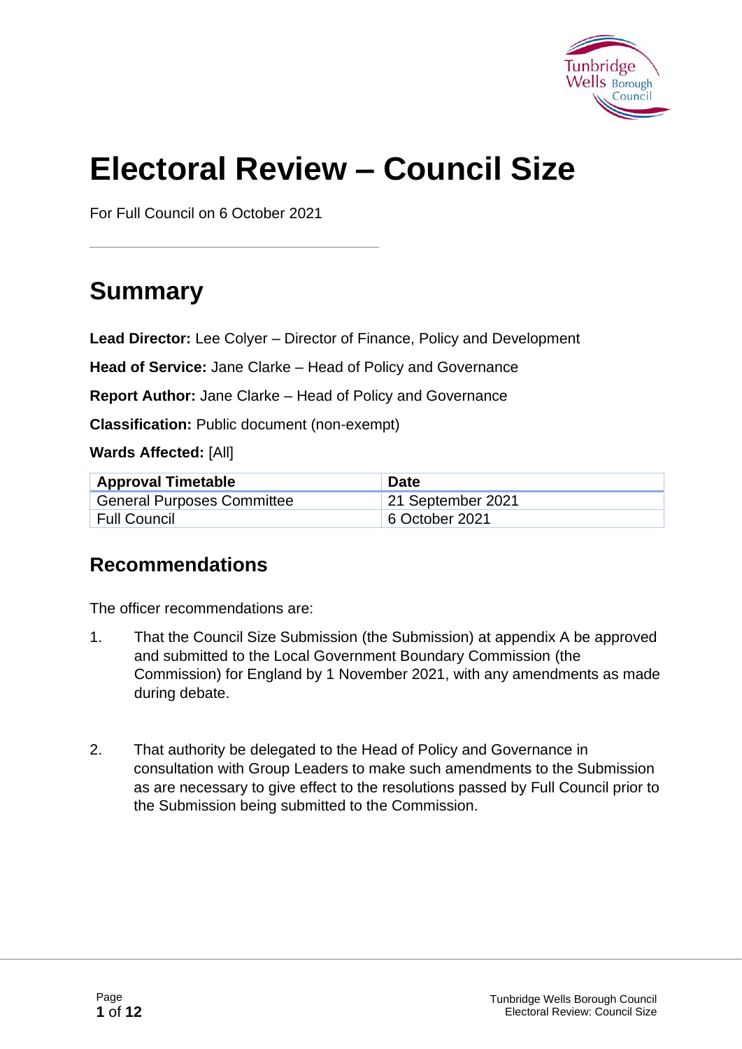# Electoral Review – Council Size

For Full Council on 6 October 2021

## Summary

**Lead Director:** Lee Colyer – Director of Finance, Policy and Development

**Head of Service:** Jane Clarke – Head of Policy and Governance

**Report Author:** Jane Clarke – Head of Policy and Governance

**Classification:** Public document (non-exempt)

**Wards Affected:** [All]

| Approval Timetable | Date |
| --- | --- |
| General Purposes Committee | 21 September 2021 |
| Full Council | 6 October 2021 |

## Recommendations

The officer recommendations are:

1. That the Council Size Submission (the Submission) at appendix A be approved and submitted to the Local Government Boundary Commission (the Commission) for England by 1 November 2021, with any amendments as made during debate.

2. That authority be delegated to the Head of Policy and Governance in consultation with Group Leaders to make such amendments to the Submission as are necessary to give effect to the resolutions passed by Full Council prior to the Submission being submitted to the Commission.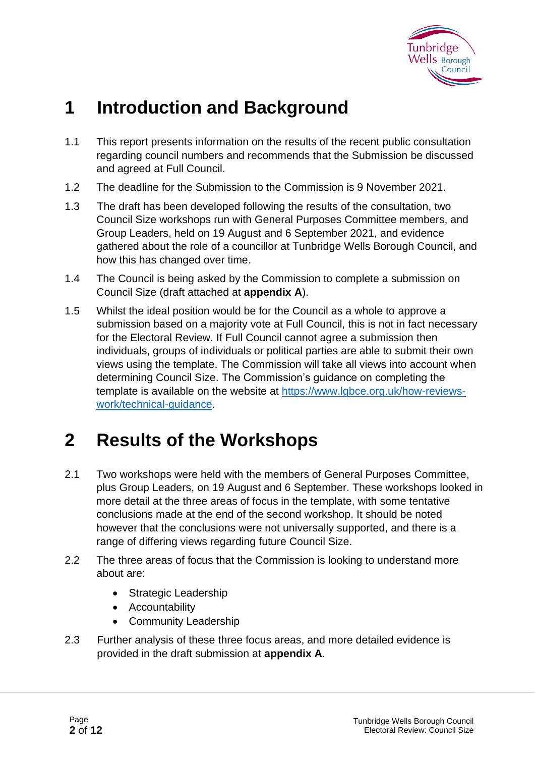# 1 Introduction and Background

1.1 This report presents information on the results of the recent public consultation regarding council numbers and recommends that the Submission be discussed and agreed at Full Council.

1.2 The deadline for the Submission to the Commission is 9 November 2021.

1.3 The draft has been developed following the results of the consultation, two Council Size workshops run with General Purposes Committee members, and Group Leaders, held on 19 August and 6 September 2021, and evidence gathered about the role of a councillor at Tunbridge Wells Borough Council, and how this has changed over time.

1.4 The Council is being asked by the Commission to complete a submission on Council Size (draft attached at **appendix A**).

1.5 Whilst the ideal position would be for the Council as a whole to approve a submission based on a majority vote at Full Council, this is not in fact necessary for the Electoral Review. If Full Council cannot agree a submission then individuals, groups of individuals or political parties are able to submit their own views using the template. The Commission will take all views into account when determining Council Size. The Commission's guidance on completing the template is available on the website at [https://www.lgbce.org.uk/how-reviews-work/technical-guidance](https://www.lgbce.org.uk/how-reviews-work/technical-guidance).

# 2 Results of the Workshops

2.1 Two workshops were held with the members of General Purposes Committee, plus Group Leaders, on 19 August and 6 September. These workshops looked in more detail at the three areas of focus in the template, with some tentative conclusions made at the end of the second workshop. It should be noted however that the conclusions were not universally supported, and there is a range of differing views regarding future Council Size.

2.2 The three areas of focus that the Commission is looking to understand more about are:

- Strategic Leadership
- Accountability
- Community Leadership

2.3 Further analysis of these three focus areas, and more detailed evidence is provided in the draft submission at **appendix A**.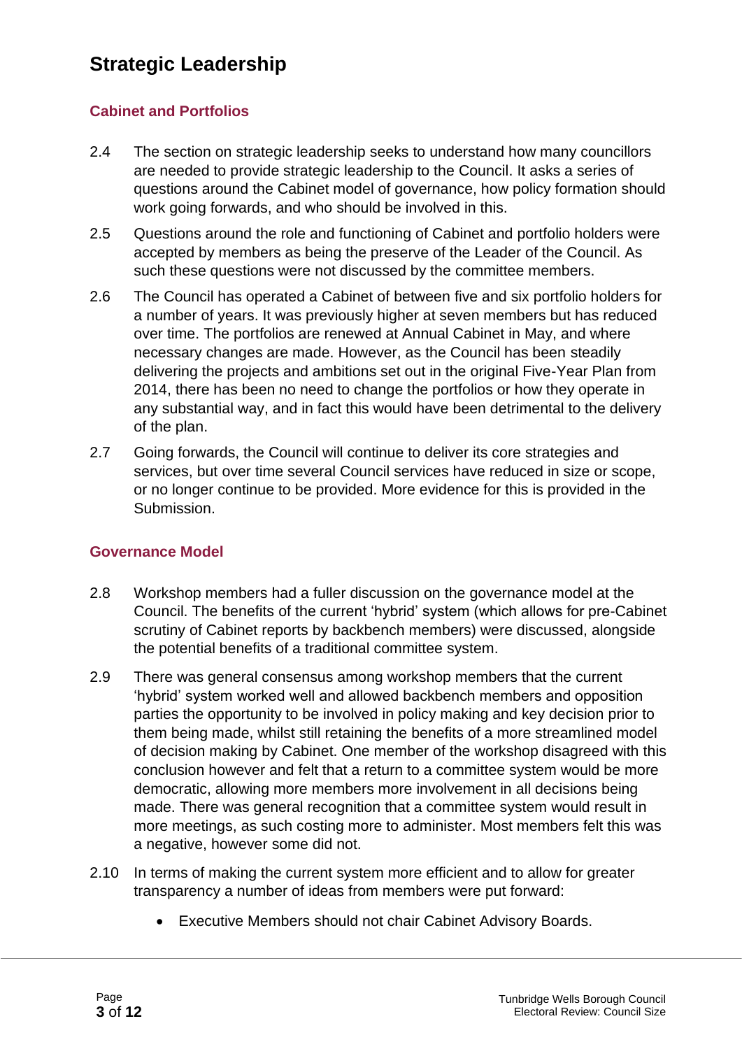## Strategic Leadership

### Cabinet and Portfolios

2.4 The section on strategic leadership seeks to understand how many councillors are needed to provide strategic leadership to the Council. It asks a series of questions around the Cabinet model of governance, how policy formation should work going forwards, and who should be involved in this.

2.5 Questions around the role and functioning of Cabinet and portfolio holders were accepted by members as being the preserve of the Leader of the Council. As such these questions were not discussed by the committee members.

2.6 The Council has operated a Cabinet of between five and six portfolio holders for a number of years. It was previously higher at seven members but has reduced over time. The portfolios are renewed at Annual Cabinet in May, and where necessary changes are made. However, as the Council has been steadily delivering the projects and ambitions set out in the original Five-Year Plan from 2014, there has been no need to change the portfolios or how they operate in any substantial way, and in fact this would have been detrimental to the delivery of the plan.

2.7 Going forwards, the Council will continue to deliver its core strategies and services, but over time several Council services have reduced in size or scope, or no longer continue to be provided. More evidence for this is provided in the Submission.

### Governance Model

2.8 Workshop members had a fuller discussion on the governance model at the Council. The benefits of the current 'hybrid' system (which allows for pre-Cabinet scrutiny of Cabinet reports by backbench members) were discussed, alongside the potential benefits of a traditional committee system.

2.9 There was general consensus among workshop members that the current 'hybrid' system worked well and allowed backbench members and opposition parties the opportunity to be involved in policy making and key decision prior to them being made, whilst still retaining the benefits of a more streamlined model of decision making by Cabinet. One member of the workshop disagreed with this conclusion however and felt that a return to a committee system would be more democratic, allowing more members more involvement in all decisions being made. There was general recognition that a committee system would result in more meetings, as such costing more to administer. Most members felt this was a negative, however some did not.

2.10 In terms of making the current system more efficient and to allow for greater transparency a number of ideas from members were put forward:

- Executive Members should not chair Cabinet Advisory Boards.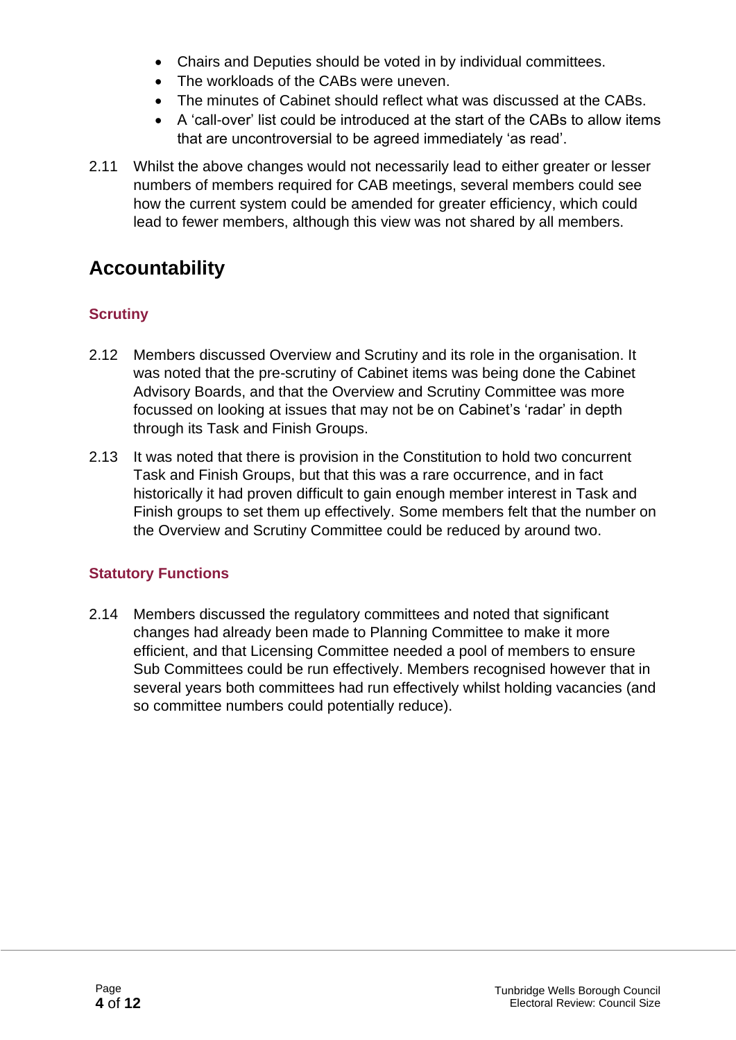- Chairs and Deputies should be voted in by individual committees.
- The workloads of the CABs were uneven.
- The minutes of Cabinet should reflect what was discussed at the CABs.
- A 'call-over' list could be introduced at the start of the CABs to allow items that are uncontroversial to be agreed immediately 'as read'.

2.11 Whilst the above changes would not necessarily lead to either greater or lesser numbers of members required for CAB meetings, several members could see how the current system could be amended for greater efficiency, which could lead to fewer members, although this view was not shared by all members.

## Accountability

### Scrutiny

2.12 Members discussed Overview and Scrutiny and its role in the organisation. It was noted that the pre-scrutiny of Cabinet items was being done the Cabinet Advisory Boards, and that the Overview and Scrutiny Committee was more focussed on looking at issues that may not be on Cabinet's 'radar' in depth through its Task and Finish Groups.

2.13 It was noted that there is provision in the Constitution to hold two concurrent Task and Finish Groups, but that this was a rare occurrence, and in fact historically it had proven difficult to gain enough member interest in Task and Finish groups to set them up effectively. Some members felt that the number on the Overview and Scrutiny Committee could be reduced by around two.

### Statutory Functions

2.14 Members discussed the regulatory committees and noted that significant changes had already been made to Planning Committee to make it more efficient, and that Licensing Committee needed a pool of members to ensure Sub Committees could be run effectively. Members recognised however that in several years both committees had run effectively whilst holding vacancies (and so committee numbers could potentially reduce).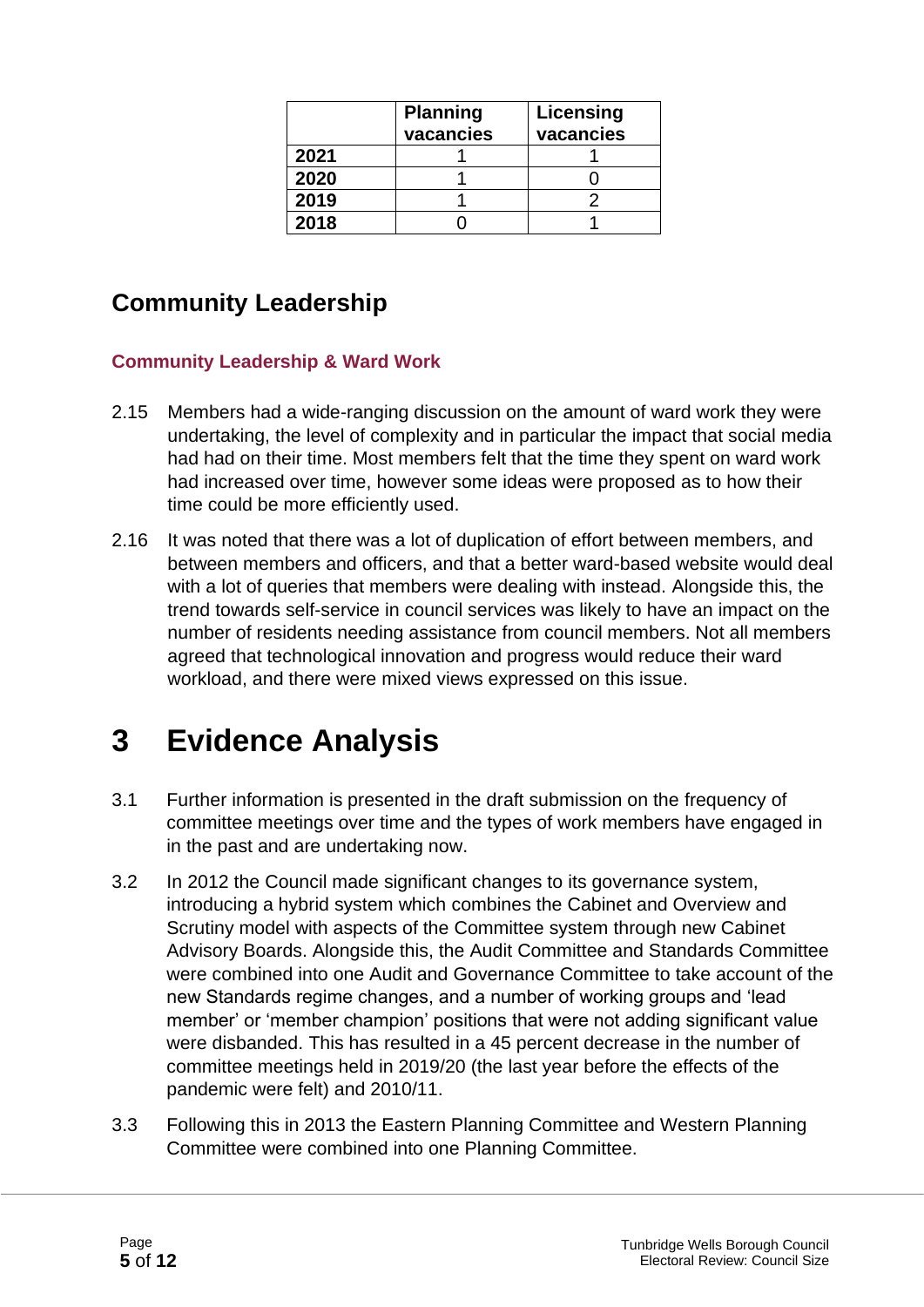| | Planning vacancies | Licensing vacancies |
|---|---|---|
| **2021** | 1 | 1 |
| **2020** | 1 | 0 |
| **2019** | 1 | 2 |
| **2018** | 0 | 1 |

## Community Leadership

### Community Leadership & Ward Work

2.15 Members had a wide-ranging discussion on the amount of ward work they were undertaking, the level of complexity and in particular the impact that social media had had on their time. Most members felt that the time they spent on ward work had increased over time, however some ideas were proposed as to how their time could be more efficiently used.

2.16 It was noted that there was a lot of duplication of effort between members, and between members and officers, and that a better ward-based website would deal with a lot of queries that members were dealing with instead. Alongside this, the trend towards self-service in council services was likely to have an impact on the number of residents needing assistance from council members. Not all members agreed that technological innovation and progress would reduce their ward workload, and there were mixed views expressed on this issue.

# 3 Evidence Analysis

3.1 Further information is presented in the draft submission on the frequency of committee meetings over time and the types of work members have engaged in in the past and are undertaking now.

3.2 In 2012 the Council made significant changes to its governance system, introducing a hybrid system which combines the Cabinet and Overview and Scrutiny model with aspects of the Committee system through new Cabinet Advisory Boards. Alongside this, the Audit Committee and Standards Committee were combined into one Audit and Governance Committee to take account of the new Standards regime changes, and a number of working groups and 'lead member' or 'member champion' positions that were not adding significant value were disbanded. This has resulted in a 45 percent decrease in the number of committee meetings held in 2019/20 (the last year before the effects of the pandemic were felt) and 2010/11.

3.3 Following this in 2013 the Eastern Planning Committee and Western Planning Committee were combined into one Planning Committee.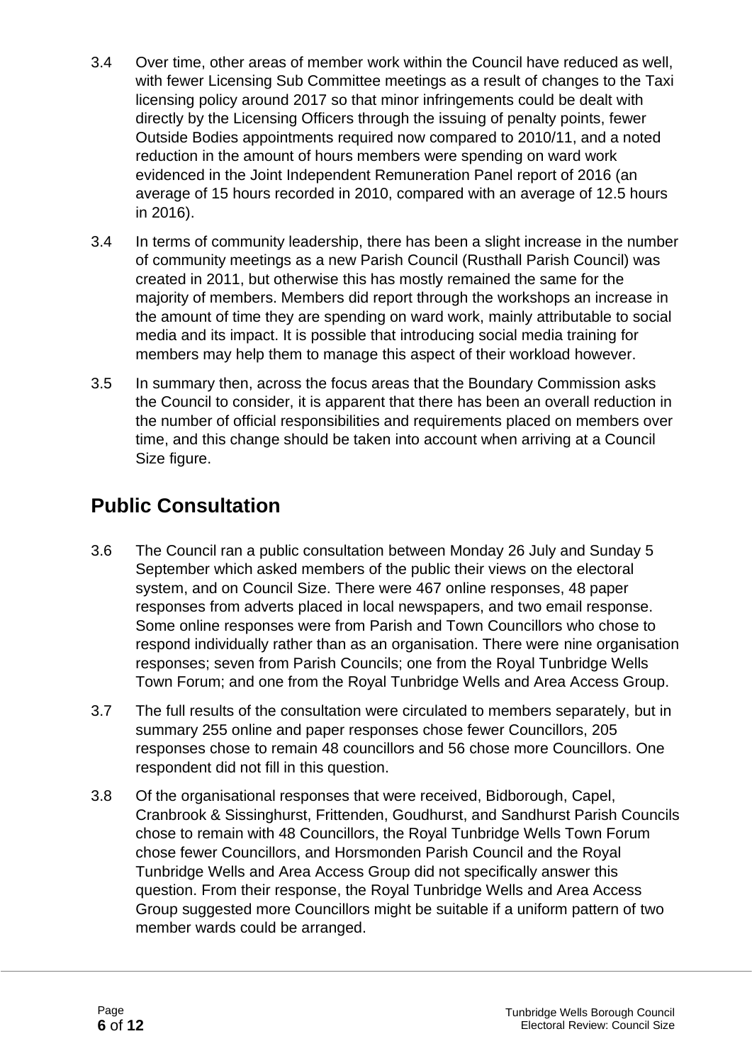3.4 Over time, other areas of member work within the Council have reduced as well, with fewer Licensing Sub Committee meetings as a result of changes to the Taxi licensing policy around 2017 so that minor infringements could be dealt with directly by the Licensing Officers through the issuing of penalty points, fewer Outside Bodies appointments required now compared to 2010/11, and a noted reduction in the amount of hours members were spending on ward work evidenced in the Joint Independent Remuneration Panel report of 2016 (an average of 15 hours recorded in 2010, compared with an average of 12.5 hours in 2016).

3.4 In terms of community leadership, there has been a slight increase in the number of community meetings as a new Parish Council (Rusthall Parish Council) was created in 2011, but otherwise this has mostly remained the same for the majority of members. Members did report through the workshops an increase in the amount of time they are spending on ward work, mainly attributable to social media and its impact. It is possible that introducing social media training for members may help them to manage this aspect of their workload however.

3.5 In summary then, across the focus areas that the Boundary Commission asks the Council to consider, it is apparent that there has been an overall reduction in the number of official responsibilities and requirements placed on members over time, and this change should be taken into account when arriving at a Council Size figure.

## Public Consultation

3.6 The Council ran a public consultation between Monday 26 July and Sunday 5 September which asked members of the public their views on the electoral system, and on Council Size. There were 467 online responses, 48 paper responses from adverts placed in local newspapers, and two email response. Some online responses were from Parish and Town Councillors who chose to respond individually rather than as an organisation. There were nine organisation responses; seven from Parish Councils; one from the Royal Tunbridge Wells Town Forum; and one from the Royal Tunbridge Wells and Area Access Group.

3.7 The full results of the consultation were circulated to members separately, but in summary 255 online and paper responses chose fewer Councillors, 205 responses chose to remain 48 councillors and 56 chose more Councillors. One respondent did not fill in this question.

3.8 Of the organisational responses that were received, Bidborough, Capel, Cranbrook & Sissinghurst, Frittenden, Goudhurst, and Sandhurst Parish Councils chose to remain with 48 Councillors, the Royal Tunbridge Wells Town Forum chose fewer Councillors, and Horsmonden Parish Council and the Royal Tunbridge Wells and Area Access Group did not specifically answer this question. From their response, the Royal Tunbridge Wells and Area Access Group suggested more Councillors might be suitable if a uniform pattern of two member wards could be arranged.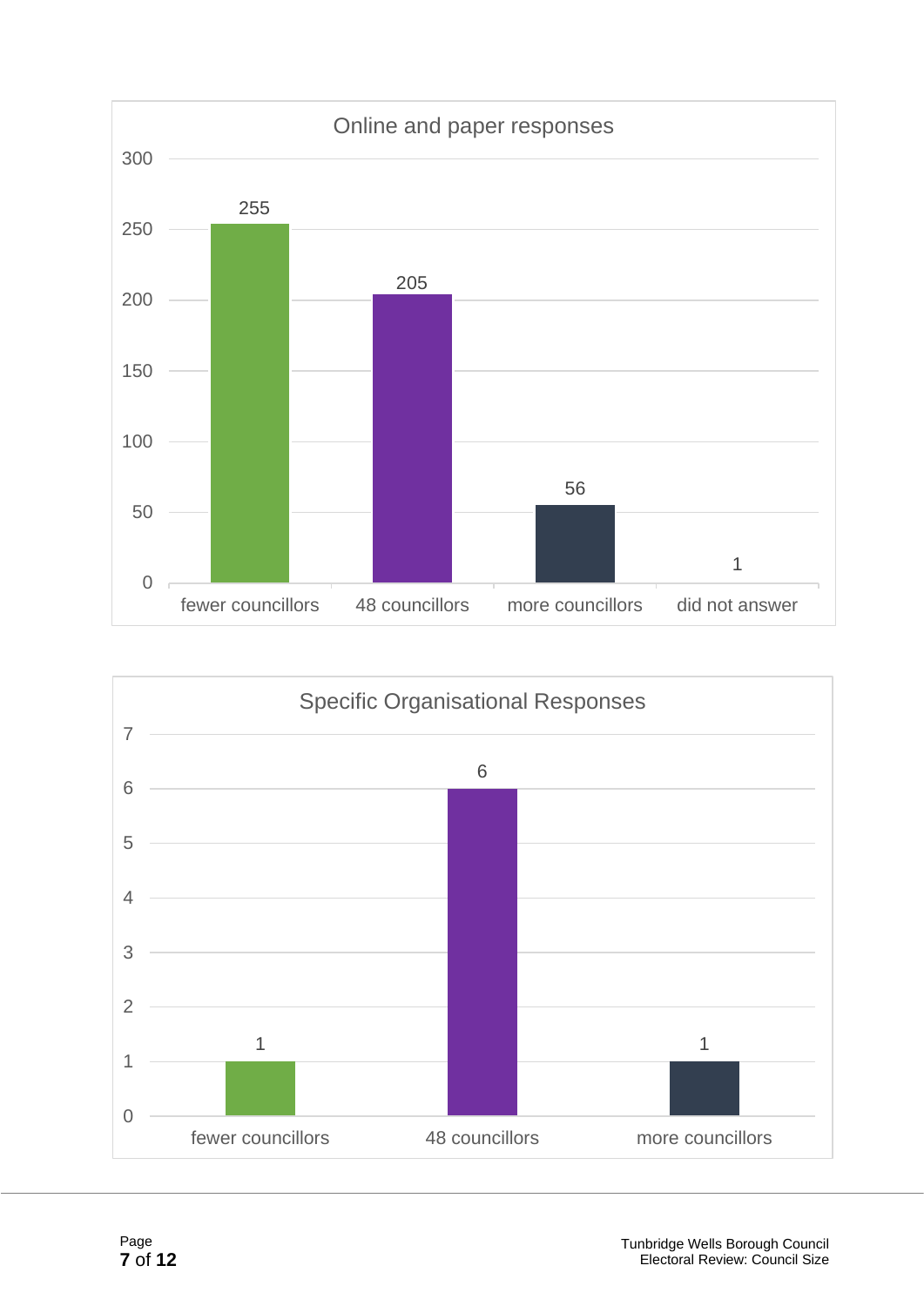**Online and paper responses**

| Response | Count |
|---|---|
| fewer councillors | 255 |
| 48 councillors | 205 |
| more councillors | 56 |
| did not answer | 1 |

**Specific Organisational Responses**

| Response | Count |
|---|---|
| fewer councillors | 1 |
| 48 councillors | 6 |
| more councillors | 1 |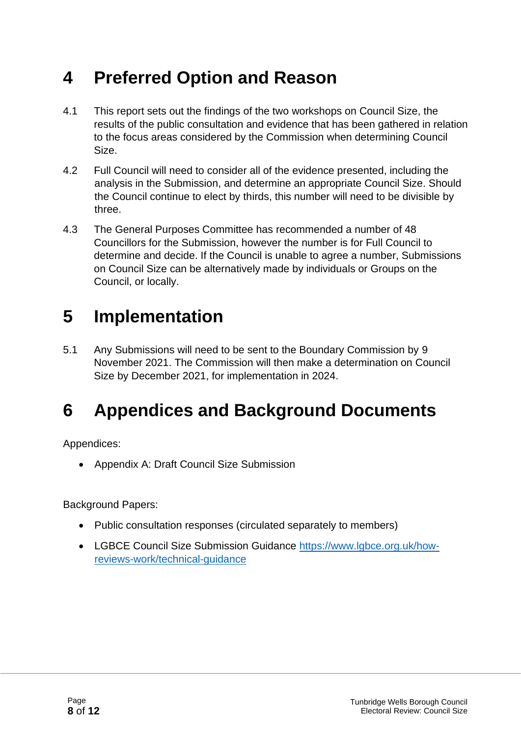# 4 Preferred Option and Reason

4.1 This report sets out the findings of the two workshops on Council Size, the results of the public consultation and evidence that has been gathered in relation to the focus areas considered by the Commission when determining Council Size.

4.2 Full Council will need to consider all of the evidence presented, including the analysis in the Submission, and determine an appropriate Council Size. Should the Council continue to elect by thirds, this number will need to be divisible by three.

4.3 The General Purposes Committee has recommended a number of 48 Councillors for the Submission, however the number is for Full Council to determine and decide. If the Council is unable to agree a number, Submissions on Council Size can be alternatively made by individuals or Groups on the Council, or locally.

# 5 Implementation

5.1 Any Submissions will need to be sent to the Boundary Commission by 9 November 2021. The Commission will then make a determination on Council Size by December 2021, for implementation in 2024.

# 6 Appendices and Background Documents

Appendices:

- Appendix A: Draft Council Size Submission

Background Papers:

- Public consultation responses (circulated separately to members)
- LGBCE Council Size Submission Guidance https://www.lgbce.org.uk/how-reviews-work/technical-guidance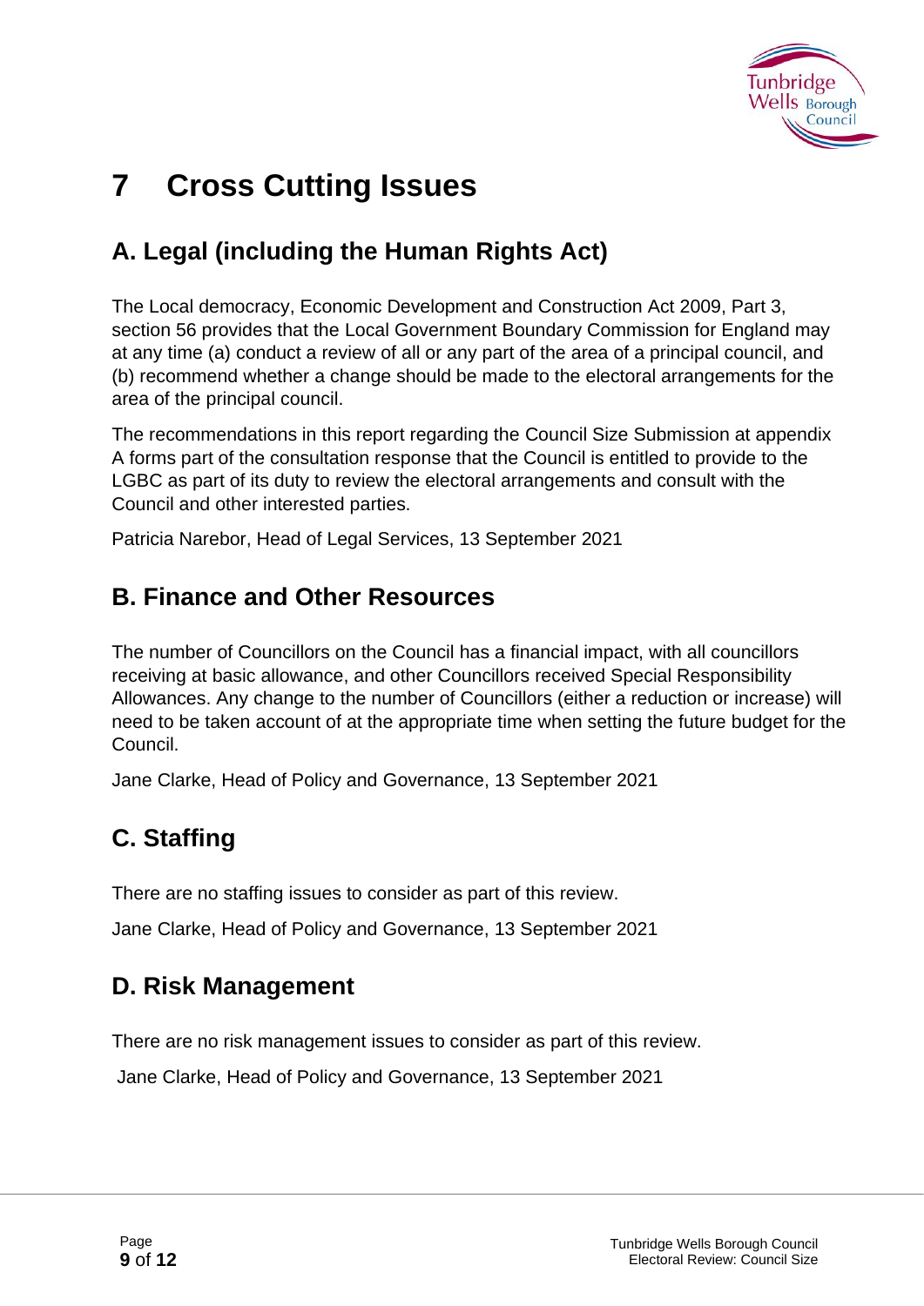# 7 Cross Cutting Issues

## A. Legal (including the Human Rights Act)

The Local democracy, Economic Development and Construction Act 2009, Part 3, section 56 provides that the Local Government Boundary Commission for England may at any time (a) conduct a review of all or any part of the area of a principal council, and (b) recommend whether a change should be made to the electoral arrangements for the area of the principal council.

The recommendations in this report regarding the Council Size Submission at appendix A forms part of the consultation response that the Council is entitled to provide to the LGBC as part of its duty to review the electoral arrangements and consult with the Council and other interested parties.

Patricia Narebor, Head of Legal Services, 13 September 2021

## B. Finance and Other Resources

The number of Councillors on the Council has a financial impact, with all councillors receiving at basic allowance, and other Councillors received Special Responsibility Allowances. Any change to the number of Councillors (either a reduction or increase) will need to be taken account of at the appropriate time when setting the future budget for the Council.

Jane Clarke, Head of Policy and Governance, 13 September 2021

## C. Staffing

There are no staffing issues to consider as part of this review.

Jane Clarke, Head of Policy and Governance, 13 September 2021

## D. Risk Management

There are no risk management issues to consider as part of this review.

Jane Clarke, Head of Policy and Governance, 13 September 2021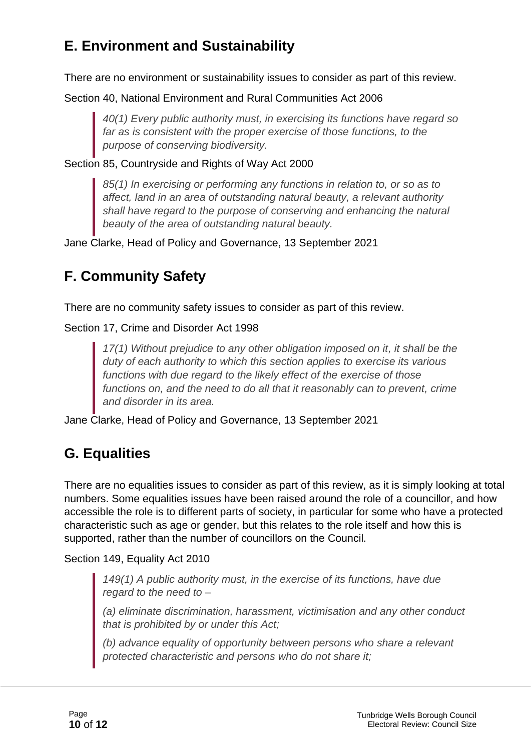## E. Environment and Sustainability

There are no environment or sustainability issues to consider as part of this review.

Section 40, National Environment and Rural Communities Act 2006

> *40(1) Every public authority must, in exercising its functions have regard so far as is consistent with the proper exercise of those functions, to the purpose of conserving biodiversity.*

Section 85, Countryside and Rights of Way Act 2000

> *85(1) In exercising or performing any functions in relation to, or so as to affect, land in an area of outstanding natural beauty, a relevant authority shall have regard to the purpose of conserving and enhancing the natural beauty of the area of outstanding natural beauty.*

Jane Clarke, Head of Policy and Governance, 13 September 2021

## F. Community Safety

There are no community safety issues to consider as part of this review.

Section 17, Crime and Disorder Act 1998

> *17(1) Without prejudice to any other obligation imposed on it, it shall be the duty of each authority to which this section applies to exercise its various functions with due regard to the likely effect of the exercise of those functions on, and the need to do all that it reasonably can to prevent, crime and disorder in its area.*

Jane Clarke, Head of Policy and Governance, 13 September 2021

## G. Equalities

There are no equalities issues to consider as part of this review, as it is simply looking at total numbers. Some equalities issues have been raised around the role of a councillor, and how accessible the role is to different parts of society, in particular for some who have a protected characteristic such as age or gender, but this relates to the role itself and how this is supported, rather than the number of councillors on the Council.

Section 149, Equality Act 2010

> *149(1) A public authority must, in the exercise of its functions, have due regard to the need to –*
>
> *(a) eliminate discrimination, harassment, victimisation and any other conduct that is prohibited by or under this Act;*
>
> *(b) advance equality of opportunity between persons who share a relevant protected characteristic and persons who do not share it;*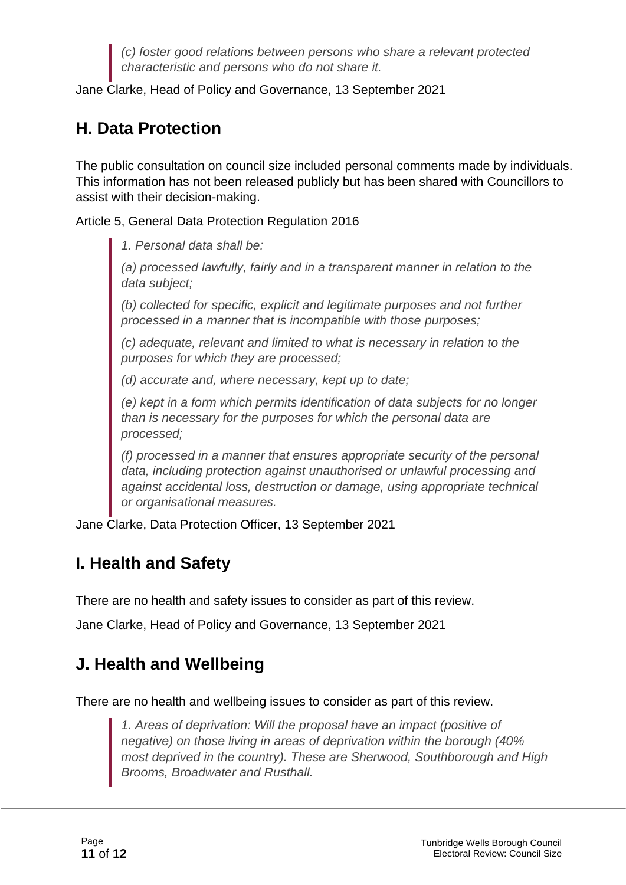> *(c) foster good relations between persons who share a relevant protected characteristic and persons who do not share it.*

Jane Clarke, Head of Policy and Governance, 13 September 2021

## H. Data Protection

The public consultation on council size included personal comments made by individuals. This information has not been released publicly but has been shared with Councillors to assist with their decision-making.

Article 5, General Data Protection Regulation 2016

> *1. Personal data shall be:*
>
> *(a) processed lawfully, fairly and in a transparent manner in relation to the data subject;*
>
> *(b) collected for specific, explicit and legitimate purposes and not further processed in a manner that is incompatible with those purposes;*
>
> *(c) adequate, relevant and limited to what is necessary in relation to the purposes for which they are processed;*
>
> *(d) accurate and, where necessary, kept up to date;*
>
> *(e) kept in a form which permits identification of data subjects for no longer than is necessary for the purposes for which the personal data are processed;*
>
> *(f) processed in a manner that ensures appropriate security of the personal data, including protection against unauthorised or unlawful processing and against accidental loss, destruction or damage, using appropriate technical or organisational measures.*

Jane Clarke, Data Protection Officer, 13 September 2021

## I. Health and Safety

There are no health and safety issues to consider as part of this review.

Jane Clarke, Head of Policy and Governance, 13 September 2021

## J. Health and Wellbeing

There are no health and wellbeing issues to consider as part of this review.

> *1. Areas of deprivation: Will the proposal have an impact (positive of negative) on those living in areas of deprivation within the borough (40% most deprived in the country). These are Sherwood, Southborough and High Brooms, Broadwater and Rusthall.*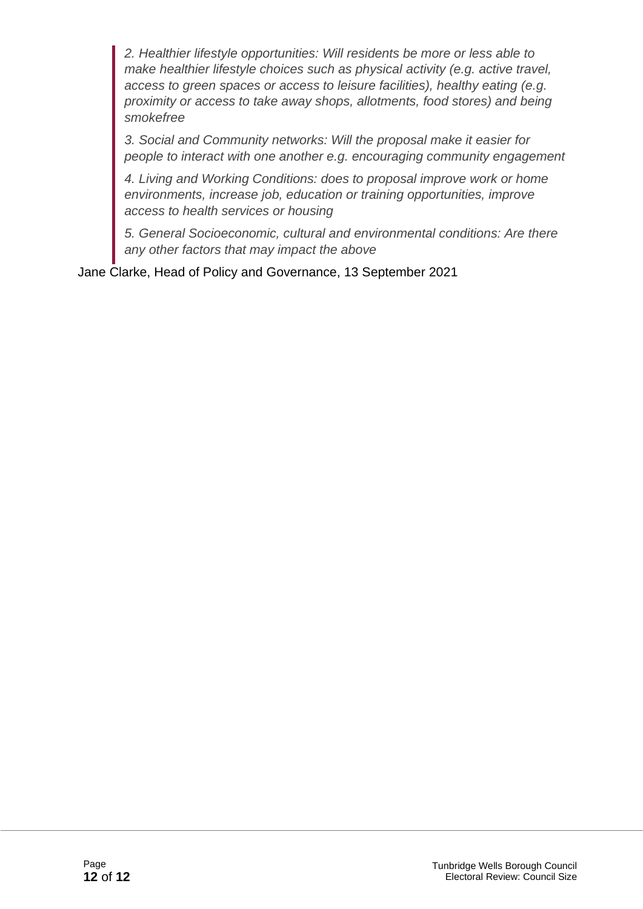> *2. Healthier lifestyle opportunities: Will residents be more or less able to make healthier lifestyle choices such as physical activity (e.g. active travel, access to green spaces or access to leisure facilities), healthy eating (e.g. proximity or access to take away shops, allotments, food stores) and being smokefree*
>
> *3. Social and Community networks: Will the proposal make it easier for people to interact with one another e.g. encouraging community engagement*
>
> *4. Living and Working Conditions: does to proposal improve work or home environments, increase job, education or training opportunities, improve access to health services or housing*
>
> *5. General Socioeconomic, cultural and environmental conditions: Are there any other factors that may impact the above*

Jane Clarke, Head of Policy and Governance, 13 September 2021